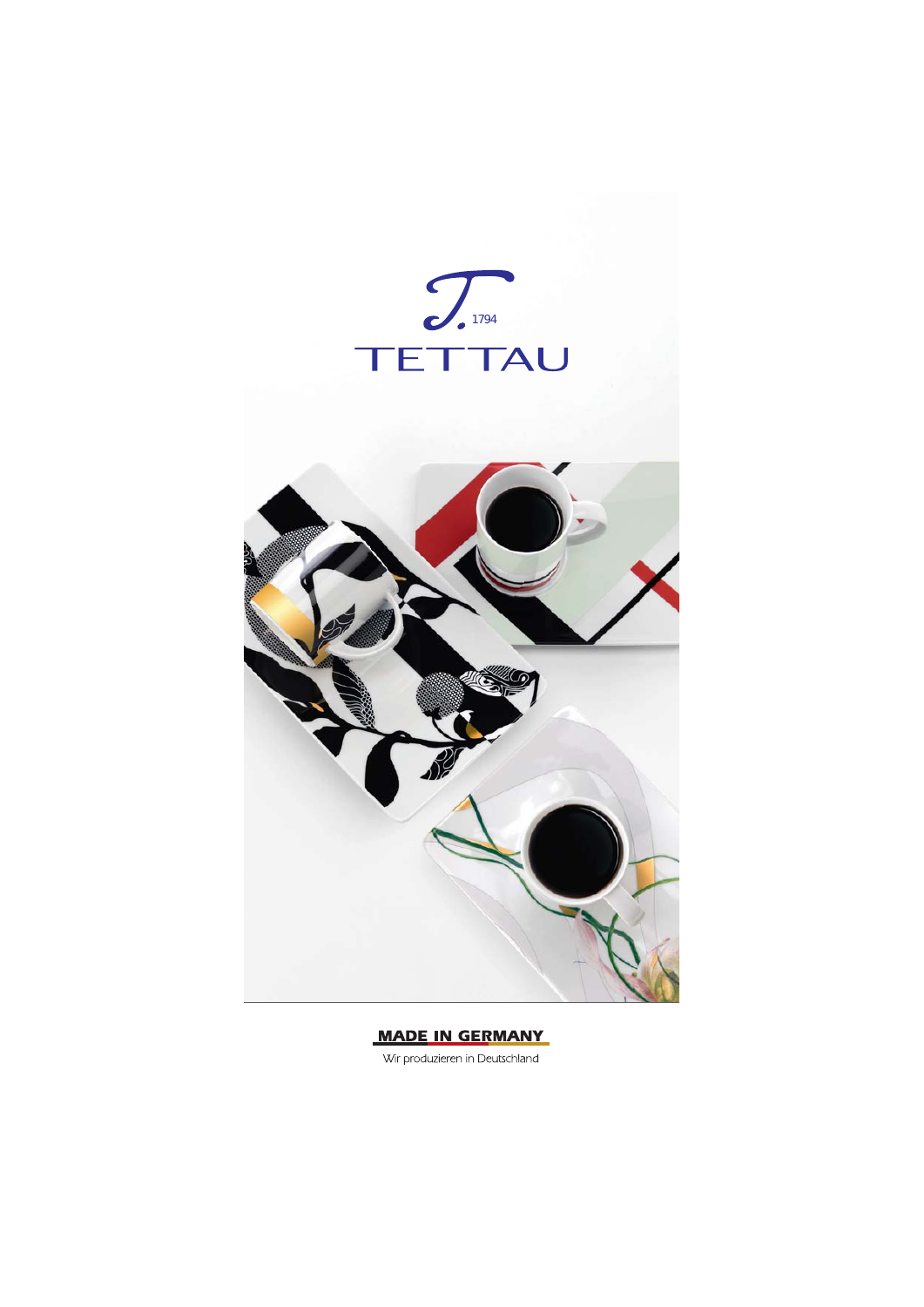T. 1794

# TETTAU

**MADE IN GERMANY**

Wir produzieren in Deutschland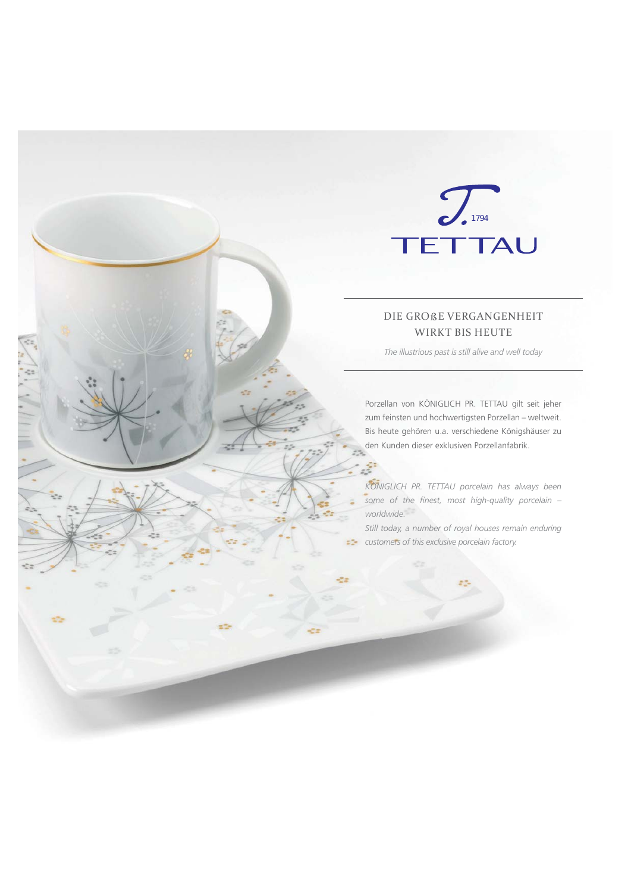T. 1794
TETTAU

## DIE GROßE VERGANGENHEIT WIRKT BIS HEUTE

*The illustrious past is still alive and well today*

Porzellan von KÖNIGLICH PR. TETTAU gilt seit jeher zum feinsten und hochwertigsten Porzellan – weltweit. Bis heute gehören u.a. verschiedene Königshäuser zu den Kunden dieser exklusiven Porzellanfabrik.

*KÖNIGLICH PR. TETTAU porcelain has always been some of the finest, most high-quality porcelain – worldwide.*

*Still today, a number of royal houses remain enduring customers of this exclusive porcelain factory.*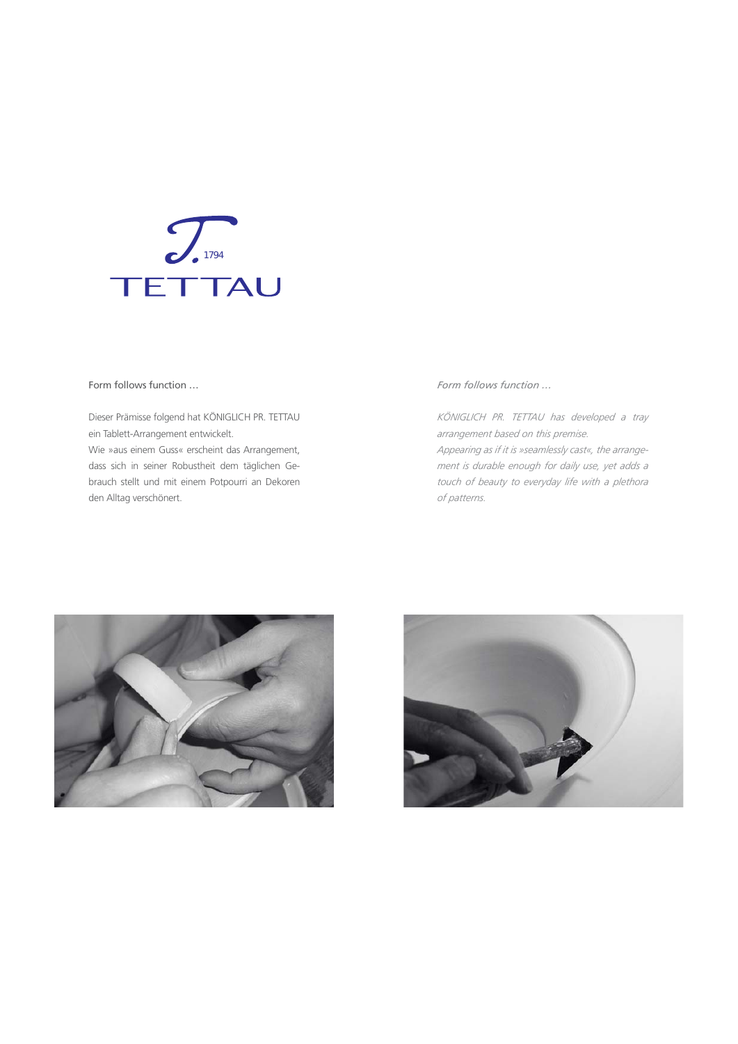T. 1794
TETTAU

Form follows function …

Dieser Prämisse folgend hat KÖNIGLICH PR. TETTAU ein Tablett-Arrangement entwickelt.
Wie »aus einem Guss« erscheint das Arrangement, dass sich in seiner Robustheit dem täglichen Gebrauch stellt und mit einem Potpourri an Dekoren den Alltag verschönert.

*Form follows function …*

*KÖNIGLICH PR. TETTAU has developed a tray arrangement based on this premise.*
*Appearing as if it is »seamlessly cast«, the arrangement is durable enough for daily use, yet adds a touch of beauty to everyday life with a plethora of patterns.*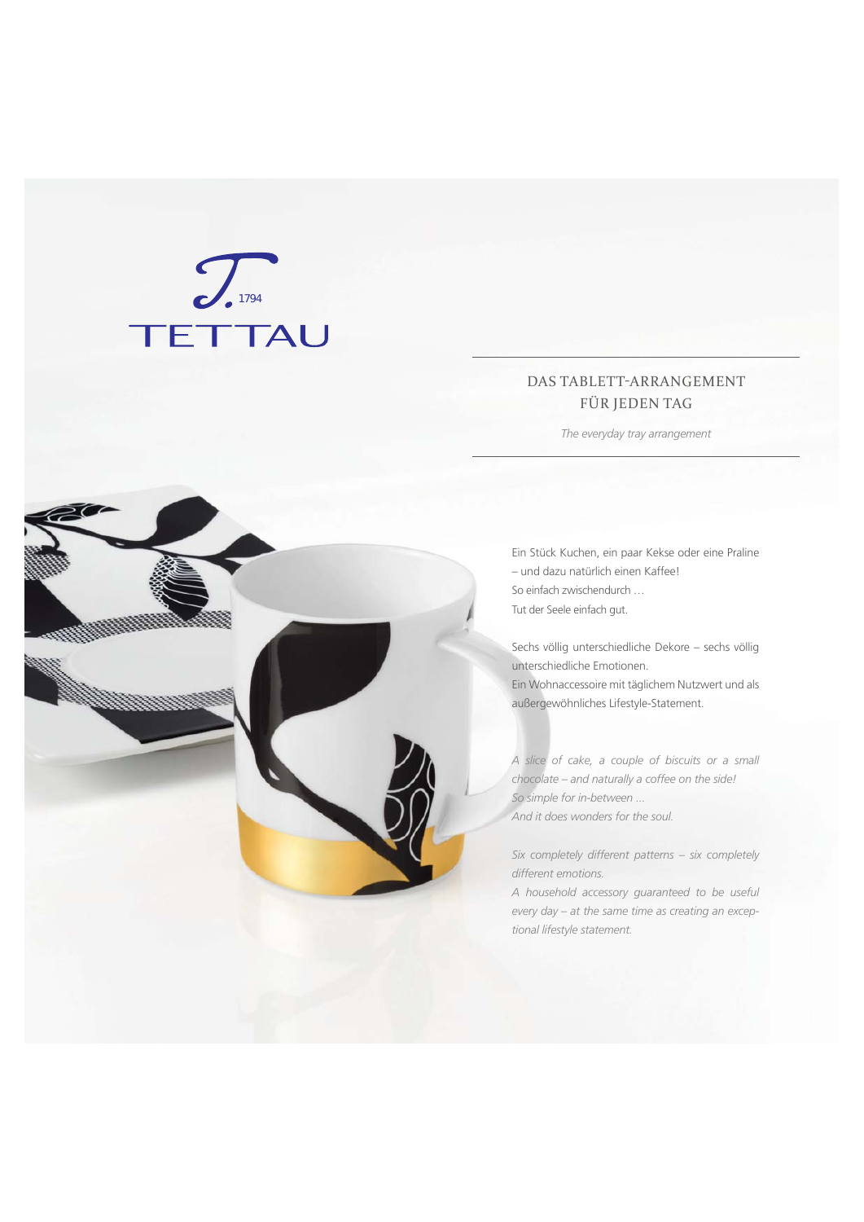TETTAU 1794

## DAS TABLETT-ARRANGEMENT FÜR JEDEN TAG

*The everyday tray arrangement*

Ein Stück Kuchen, ein paar Kekse oder eine Praline – und dazu natürlich einen Kaffee!
So einfach zwischendurch …
Tut der Seele einfach gut.

Sechs völlig unterschiedliche Dekore – sechs völlig unterschiedliche Emotionen.
Ein Wohnaccessoire mit täglichem Nutzwert und als außergewöhnliches Lifestyle-Statement.

*A slice of cake, a couple of biscuits or a small chocolate – and naturally a coffee on the side!*
*So simple for in-between ...*
*And it does wonders for the soul.*

*Six completely different patterns – six completely different emotions.*
*A household accessory guaranteed to be useful every day – at the same time as creating an exceptional lifestyle statement.*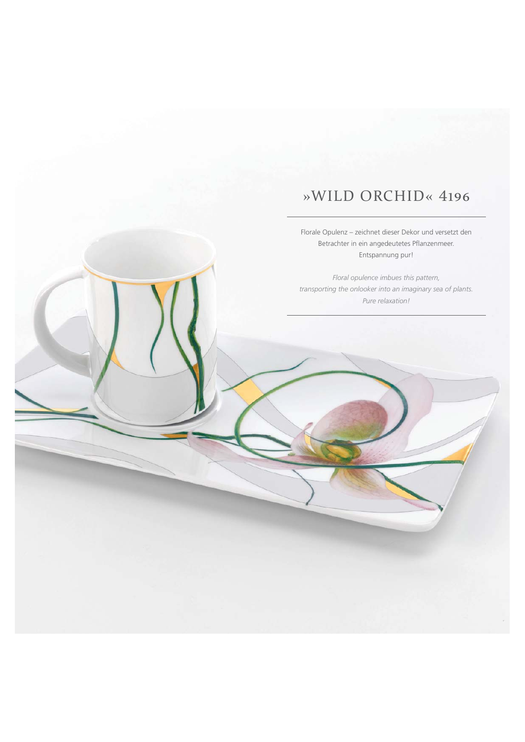# »WILD ORCHID« 4196

Florale Opulenz – zeichnet dieser Dekor und versetzt den Betrachter in ein angedeutetes Pflanzenmeer. Entspannung pur!

*Floral opulence imbues this pattern, transporting the onlooker into an imaginary sea of plants. Pure relaxation!*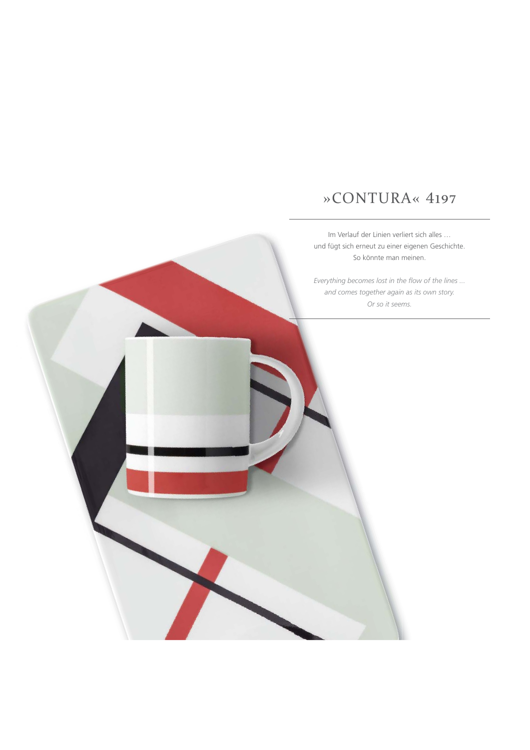# »CONTURA« 4197

Im Verlauf der Linien verliert sich alles …
und fügt sich erneut zu einer eigenen Geschichte.
So könnte man meinen.

*Everything becomes lost in the flow of the lines …*
*and comes together again as its own story.*
*Or so it seems.*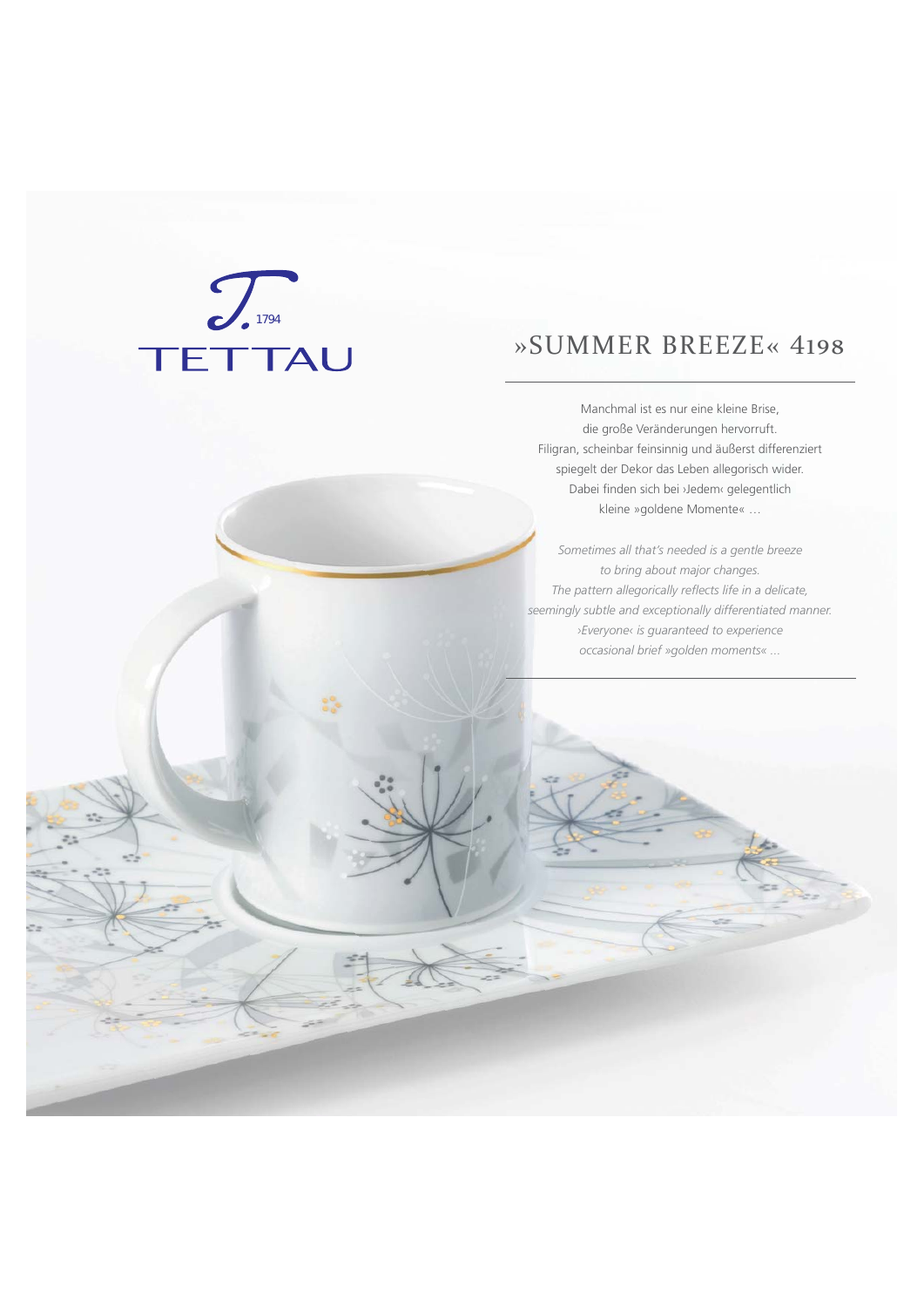TETTAU 1794

# »SUMMER BREEZE« 4198

Manchmal ist es nur eine kleine Brise,
die große Veränderungen hervorruft.
Filigran, scheinbar feinsinnig und äußerst differenziert
spiegelt der Dekor das Leben allegorisch wider.
Dabei finden sich bei ›Jedem‹ gelegentlich
kleine »goldene Momente« …

*Sometimes all that's needed is a gentle breeze*
*to bring about major changes.*
*The pattern allegorically reflects life in a delicate,*
*seemingly subtle and exceptionally differentiated manner.*
*›Everyone‹ is guaranteed to experience*
*occasional brief »golden moments« …*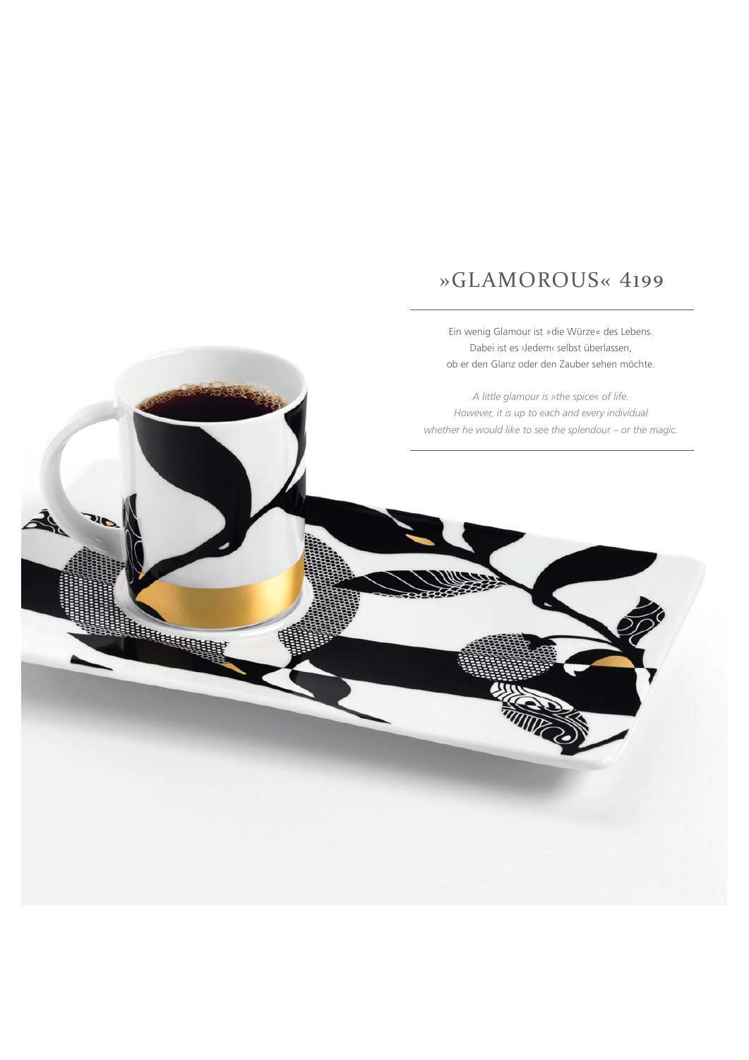# »GLAMOROUS« 4199

Ein wenig Glamour ist »die Würze« des Lebens.
Dabei ist es ›Jedem‹ selbst überlassen,
ob er den Glanz oder den Zauber sehen möchte.

*A little glamour is »the spice« of life.*
*However, it is up to each and every individual*
*whether he would like to see the splendour – or the magic.*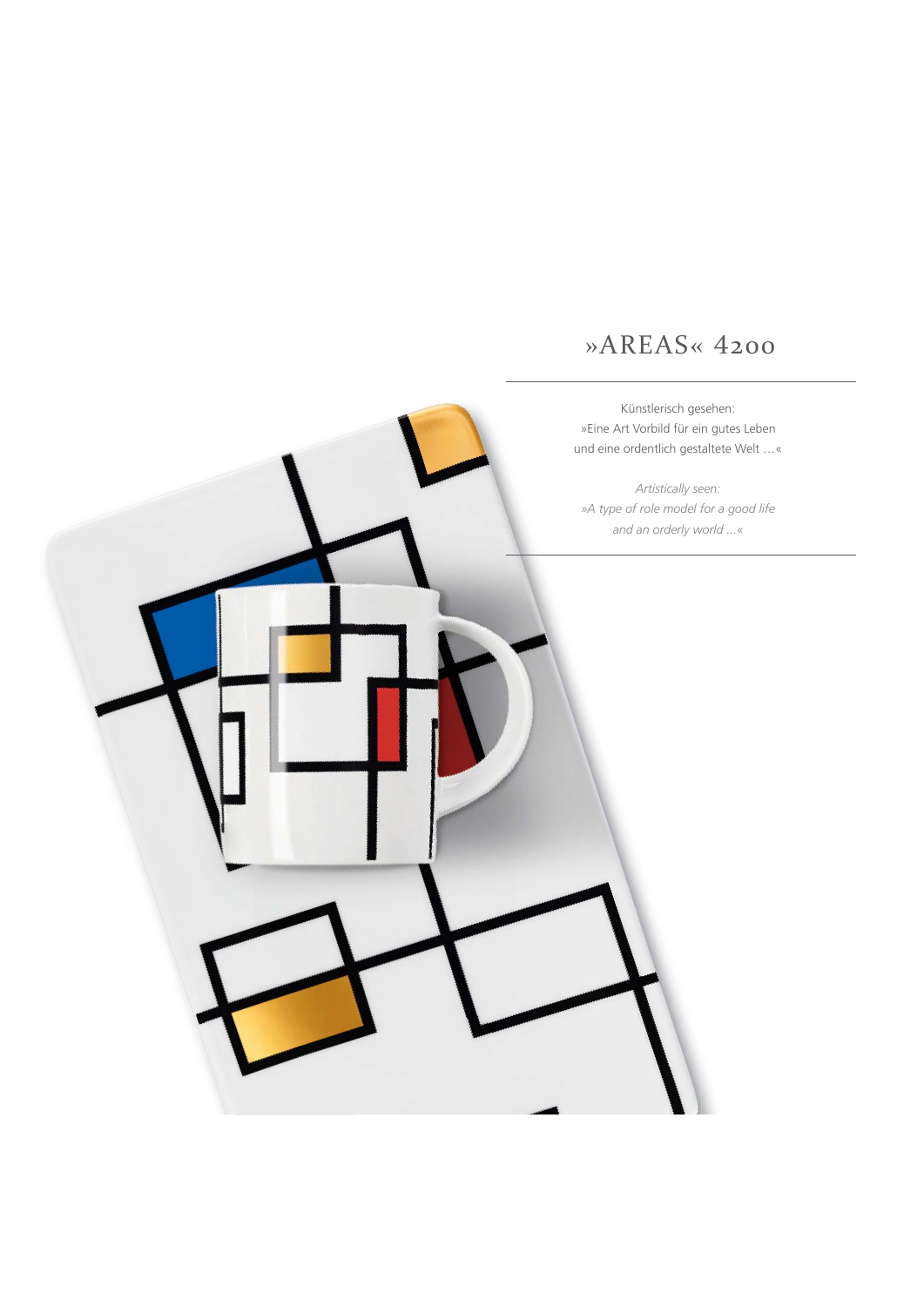# »AREAS« 4200

Künstlerisch gesehen:
»Eine Art Vorbild für ein gutes Leben
und eine ordentlich gestaltete Welt …«

*Artistically seen:*
*»A type of role model for a good life*
*and an orderly world …«*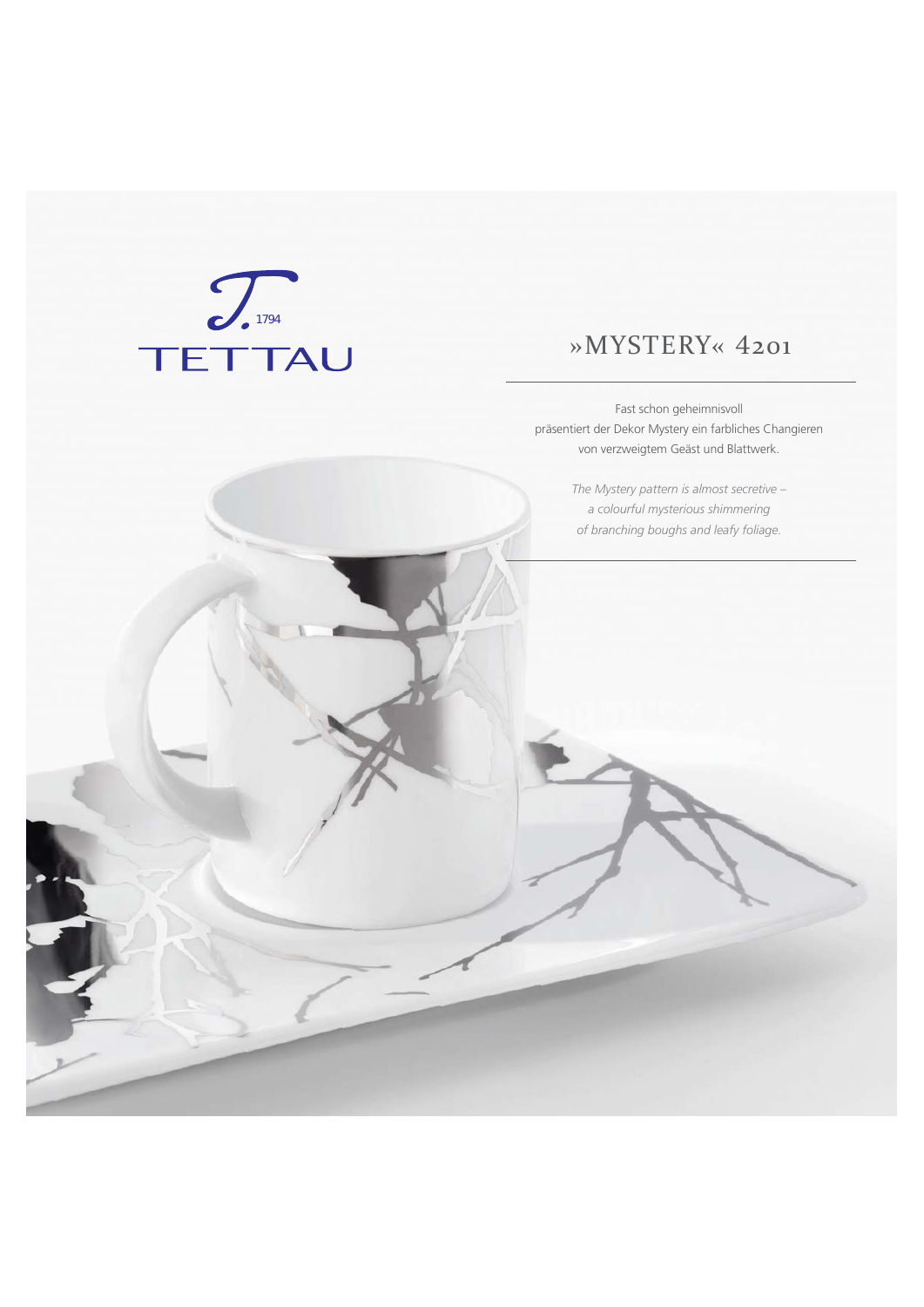TETTAU 1794

# »MYSTERY« 4201

Fast schon geheimnisvoll
präsentiert der Dekor Mystery ein farbliches Changieren
von verzweigtem Geäst und Blattwerk.

*The Mystery pattern is almost secretive –*
*a colourful mysterious shimmering*
*of branching boughs and leafy foliage.*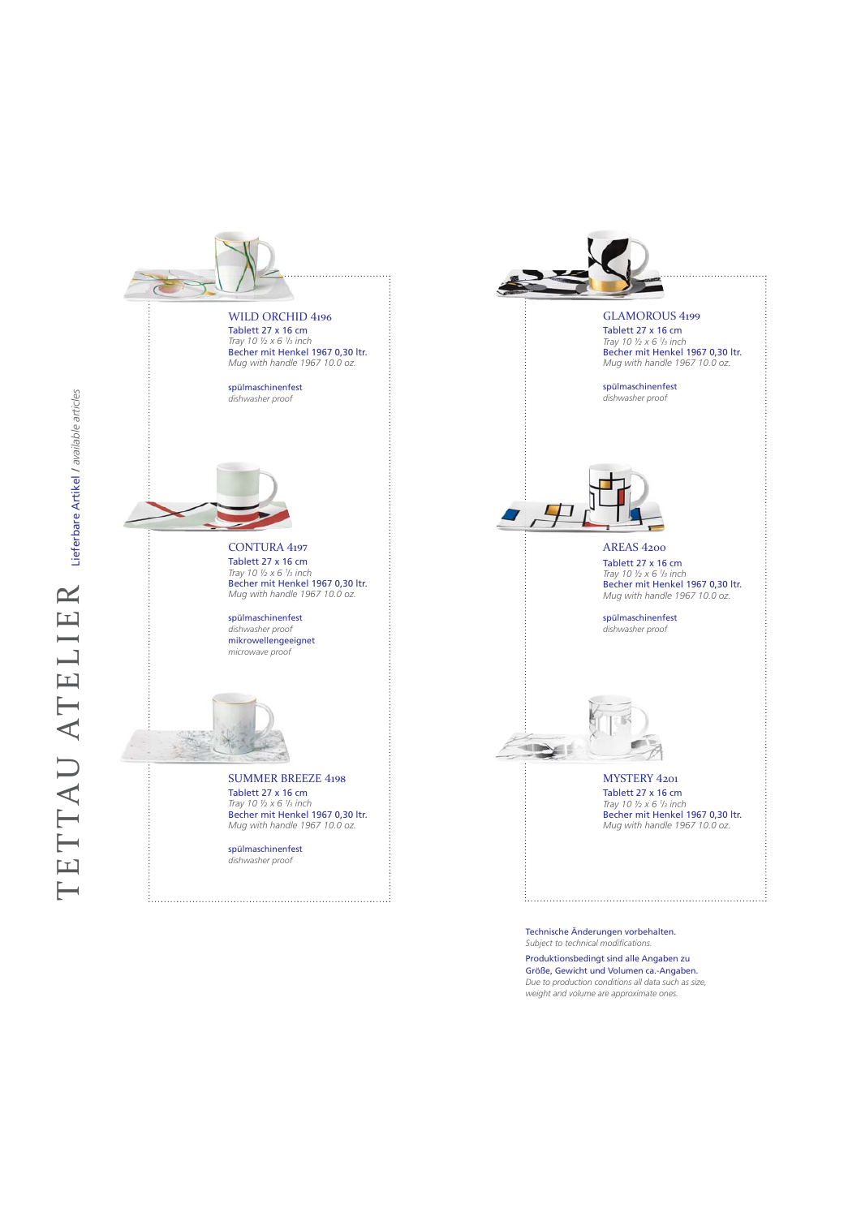# TETTAU ATELIER

**Lieferbare Artikel** / *available articles*

## WILD ORCHID 4196

Tablett 27 x 16 cm
*Tray 10 ½ x 6 ⅓ inch*
Becher mit Henkel 1967 0,30 ltr.
*Mug with handle 1967 10.0 oz.*

spülmaschinenfest
*dishwasher proof*

## CONTURA 4197

Tablett 27 x 16 cm
*Tray 10 ½ x 6 ⅓ inch*
Becher mit Henkel 1967 0,30 ltr.
*Mug with handle 1967 10.0 oz.*

spülmaschinenfest
*dishwasher proof*
mikrowellengeeignet
*microwave proof*

## SUMMER BREEZE 4198

Tablett 27 x 16 cm
*Tray 10 ½ x 6 ⅓ inch*
Becher mit Henkel 1967 0,30 ltr.
*Mug with handle 1967 10.0 oz.*

spülmaschinenfest
*dishwasher proof*

## GLAMOROUS 4199

Tablett 27 x 16 cm
*Tray 10 ½ x 6 ⅓ inch*
Becher mit Henkel 1967 0,30 ltr.
*Mug with handle 1967 10.0 oz.*

spülmaschinenfest
*dishwasher proof*

## AREAS 4200

Tablett 27 x 16 cm
*Tray 10 ½ x 6 ⅓ inch*
Becher mit Henkel 1967 0,30 ltr.
*Mug with handle 1967 10.0 oz.*

spülmaschinenfest
*dishwasher proof*

## MYSTERY 4201

Tablett 27 x 16 cm
*Tray 10 ½ x 6 ⅓ inch*
Becher mit Henkel 1967 0,30 ltr.
*Mug with handle 1967 10.0 oz.*

Technische Änderungen vorbehalten.
*Subject to technical modifications.*

Produktionsbedingt sind alle Angaben zu Größe, Gewicht und Volumen ca.-Angaben.
*Due to production conditions all data such as size, weight and volume are approximate ones.*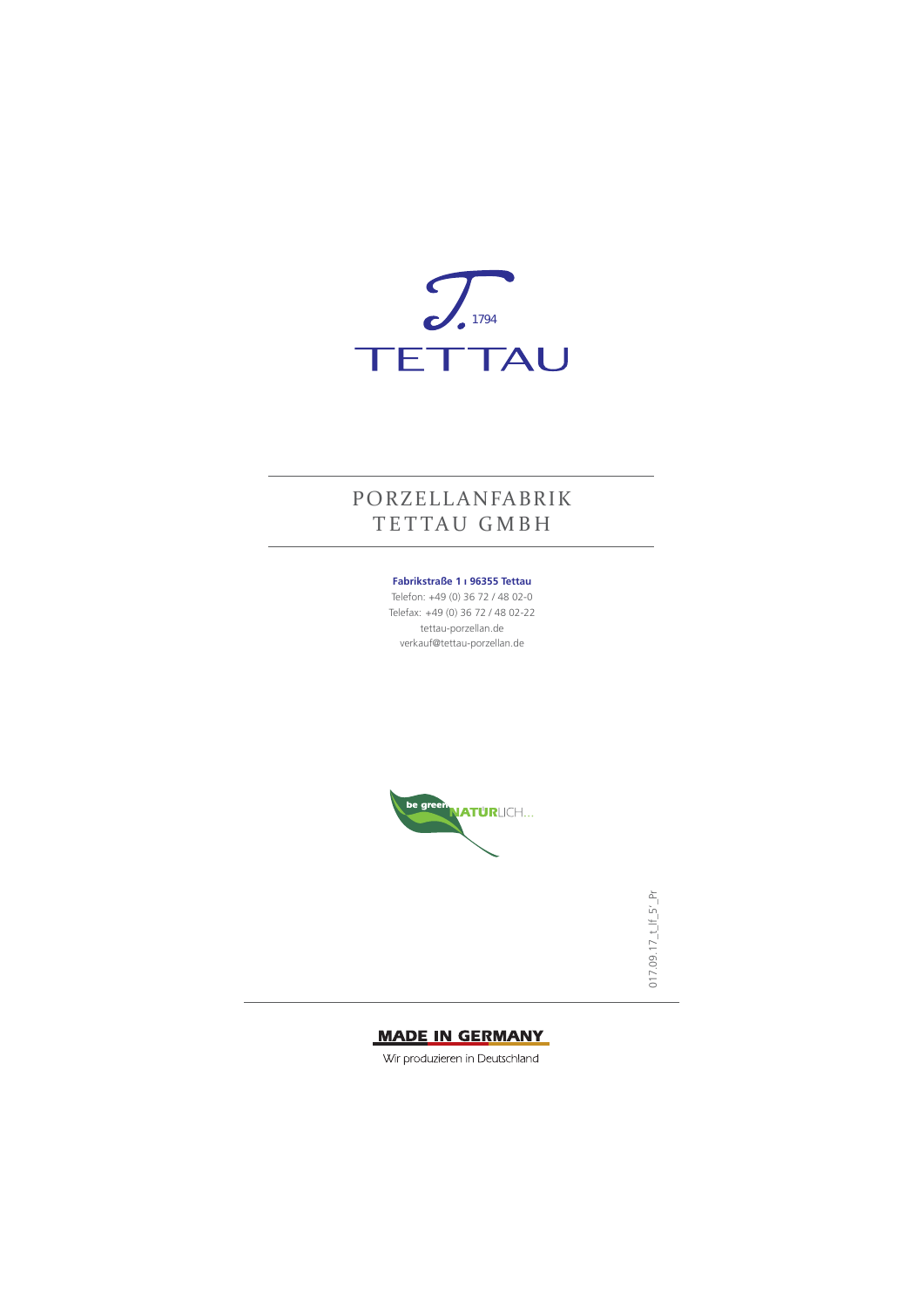T. 1794

TETTAU

PORZELLANFABRIK
TETTAU GMBH

**Fabrikstraße 1 ı 96355 Tettau**

Telefon: +49 (0) 36 72 / 48 02-0
Telefax: +49 (0) 36 72 / 48 02-22
tettau-porzellan.de
verkauf@tettau-porzellan.de

be green NATÜRLICH...

017.09.17_t_lf_5'_Pr

**MADE IN GERMANY**

Wir produzieren in Deutschland